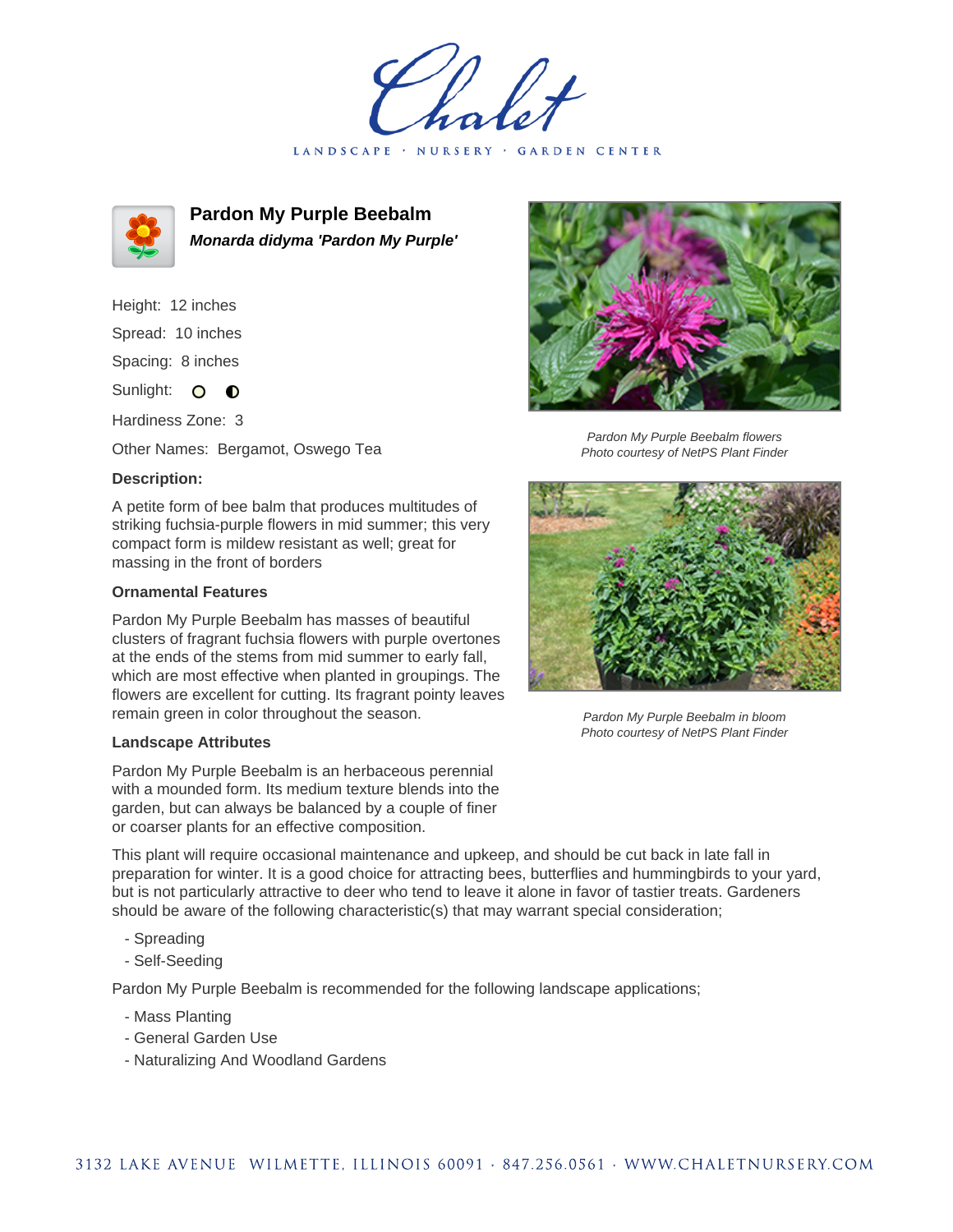Chalet

LANDSCAPE · NURSERY · GARDEN CENTER

# Pardon My Purple Beebalm

***Monarda didyma 'Pardon My Purple'***

Height: 12 inches

Spread: 10 inches

Spacing: 8 inches

Sunlight: ○ ◐

Hardiness Zone: 3

Other Names: Bergamot, Oswego Tea

### Description:

A petite form of bee balm that produces multitudes of striking fuchsia-purple flowers in mid summer; this very compact form is mildew resistant as well; great for massing in the front of borders

### Ornamental Features

Pardon My Purple Beebalm has masses of beautiful clusters of fragrant fuchsia flowers with purple overtones at the ends of the stems from mid summer to early fall, which are most effective when planted in groupings. The flowers are excellent for cutting. Its fragrant pointy leaves remain green in color throughout the season.

### Landscape Attributes

Pardon My Purple Beebalm is an herbaceous perennial with a mounded form. Its medium texture blends into the garden, but can always be balanced by a couple of finer or coarser plants for an effective composition.

This plant will require occasional maintenance and upkeep, and should be cut back in late fall in preparation for winter. It is a good choice for attracting bees, butterflies and hummingbirds to your yard, but is not particularly attractive to deer who tend to leave it alone in favor of tastier treats. Gardeners should be aware of the following characteristic(s) that may warrant special consideration;

- Spreading
- Self-Seeding

Pardon My Purple Beebalm is recommended for the following landscape applications;

- Mass Planting
- General Garden Use
- Naturalizing And Woodland Gardens

*Pardon My Purple Beebalm flowers*
*Photo courtesy of NetPS Plant Finder*

*Pardon My Purple Beebalm in bloom*
*Photo courtesy of NetPS Plant Finder*

3132 LAKE AVENUE WILMETTE, ILLINOIS 60091 · 847.256.0561 · WWW.CHALETNURSERY.COM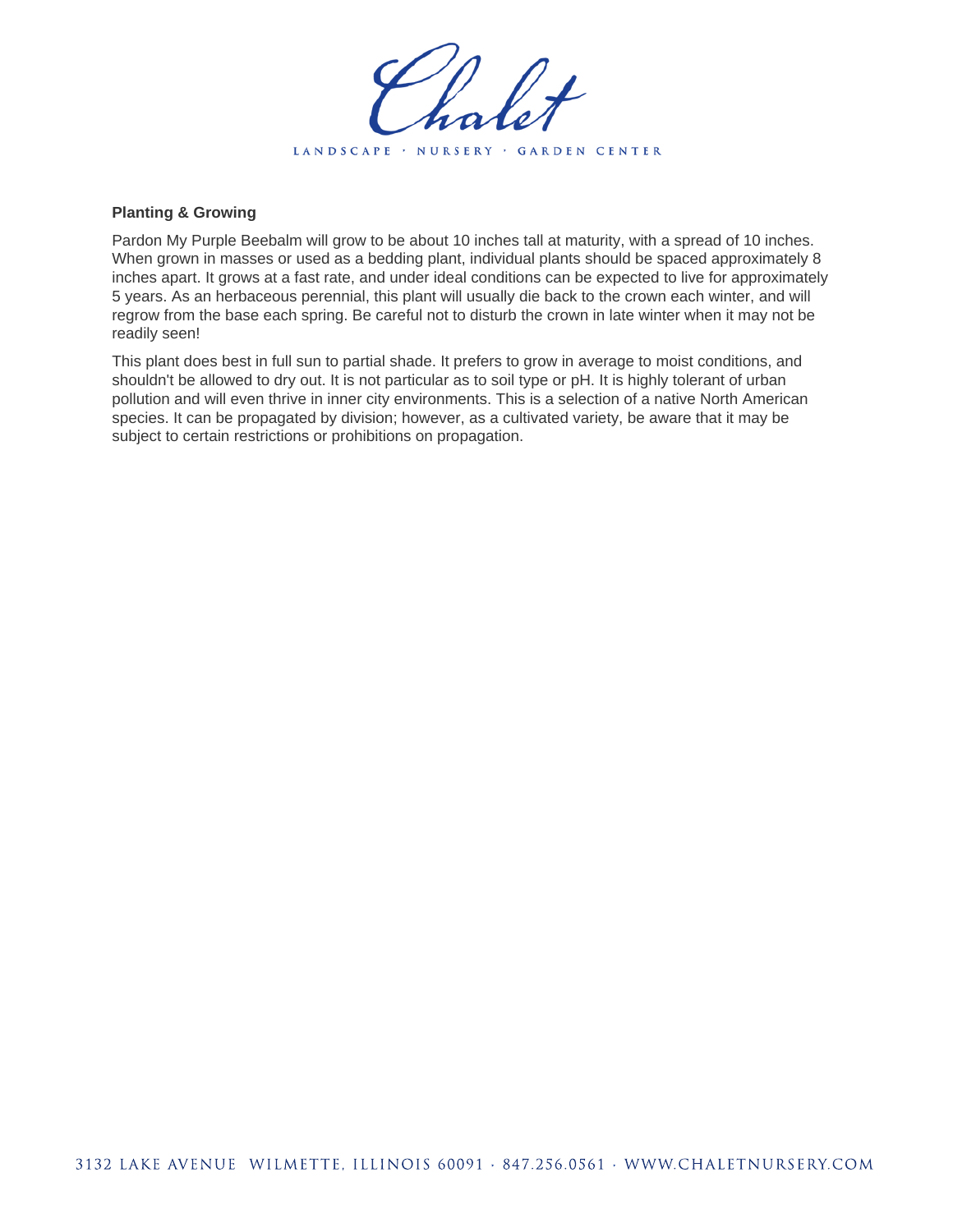**Planting & Growing**

Pardon My Purple Beebalm will grow to be about 10 inches tall at maturity, with a spread of 10 inches. When grown in masses or used as a bedding plant, individual plants should be spaced approximately 8 inches apart. It grows at a fast rate, and under ideal conditions can be expected to live for approximately 5 years. As an herbaceous perennial, this plant will usually die back to the crown each winter, and will regrow from the base each spring. Be careful not to disturb the crown in late winter when it may not be readily seen!

This plant does best in full sun to partial shade. It prefers to grow in average to moist conditions, and shouldn't be allowed to dry out. It is not particular as to soil type or pH. It is highly tolerant of urban pollution and will even thrive in inner city environments. This is a selection of a native North American species. It can be propagated by division; however, as a cultivated variety, be aware that it may be subject to certain restrictions or prohibitions on propagation.